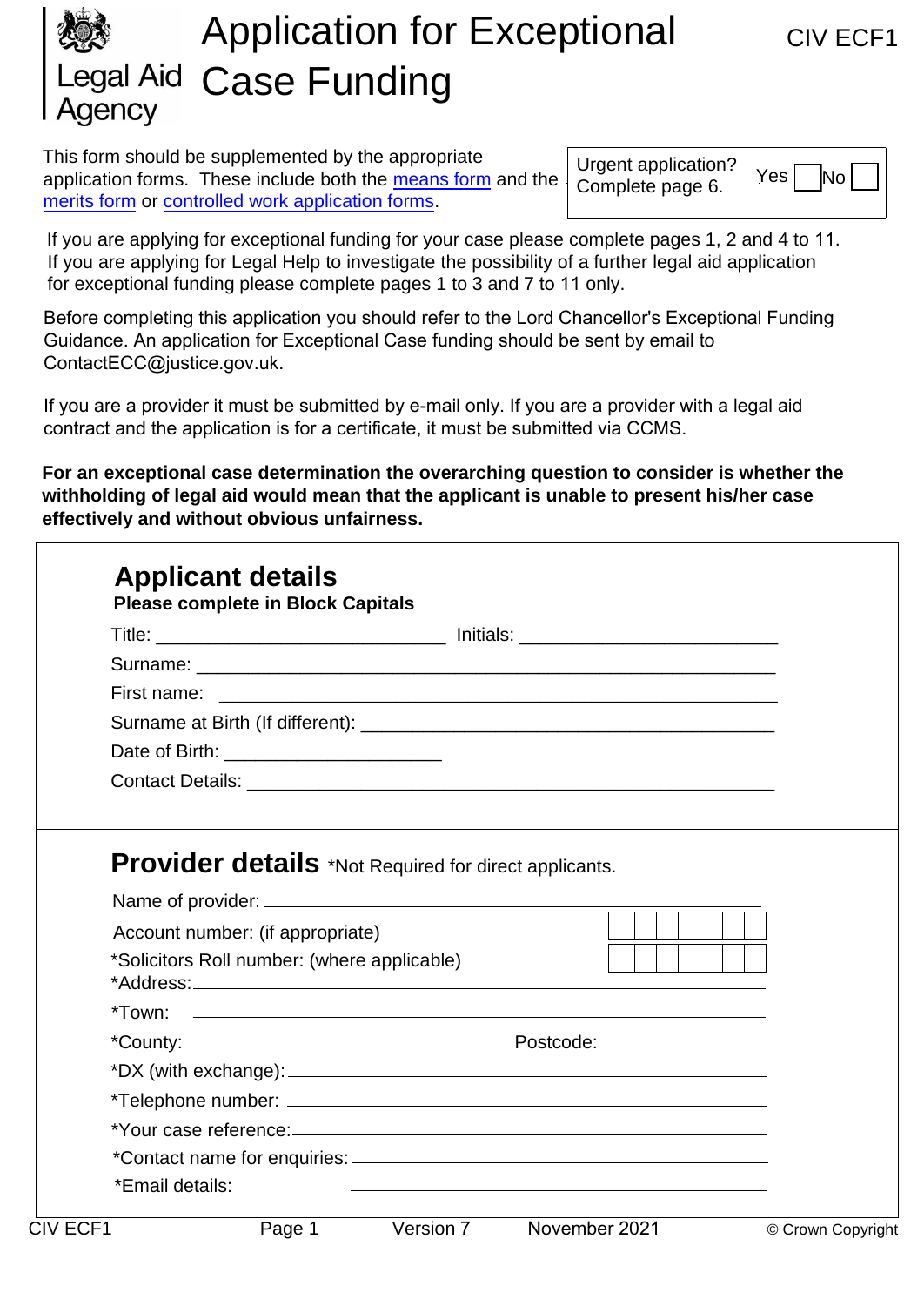Legal Aid Agency

# Application for Exceptional Case Funding

CIV ECF1

This form should be supplemented by the appropriate application forms. These include both the means form and the merits form or controlled work application forms.

Urgent application? Complete page 6. Yes ☐ No ☐

If you are applying for exceptional funding for your case please complete pages 1, 2 and 4 to 11. If you are applying for Legal Help to investigate the possibility of a further legal aid application for exceptional funding please complete pages 1 to 3 and 7 to 11 only.

Before completing this application you should refer to the Lord Chancellor's Exceptional Funding Guidance. An application for Exceptional Case funding should be sent by email to ContactECC@justice.gov.uk.

If you are a provider it must be submitted by e-mail only. If you are a provider with a legal aid contract and the application is for a certificate, it must be submitted via CCMS.

**For an exceptional case determination the overarching question to consider is whether the withholding of legal aid would mean that the applicant is unable to present his/her case effectively and without obvious unfairness.**

## Applicant details

**Please complete in Block Capitals**

Title: ____________________________ Initials: _________________________

Surname: ____________________________________________________________

First name: __________________________________________________________

Surname at Birth (If different): ________________________________________

Date of Birth: _____________________

Contact Details: _____________________________________________________

## Provider details

*Not Required for direct applicants.

Name of provider: ____________________________________________________

Account number: (if appropriate) ☐☐☐☐☐☐☐

*Solicitors Roll number: (where applicable) ☐☐☐☐☐☐☐

*Address: ___________________________________________________________

*Town: ______________________________________________________________

*County: ______________________________ Postcode: ______________________

*DX (with exchange): _________________________________________________

*Telephone number: ___________________________________________________

*Your case reference: _________________________________________________

*Contact name for enquiries: ___________________________________________

*Email details: ________________________________________________________

CIV ECF1 Version 7 November 2021 © Crown Copyright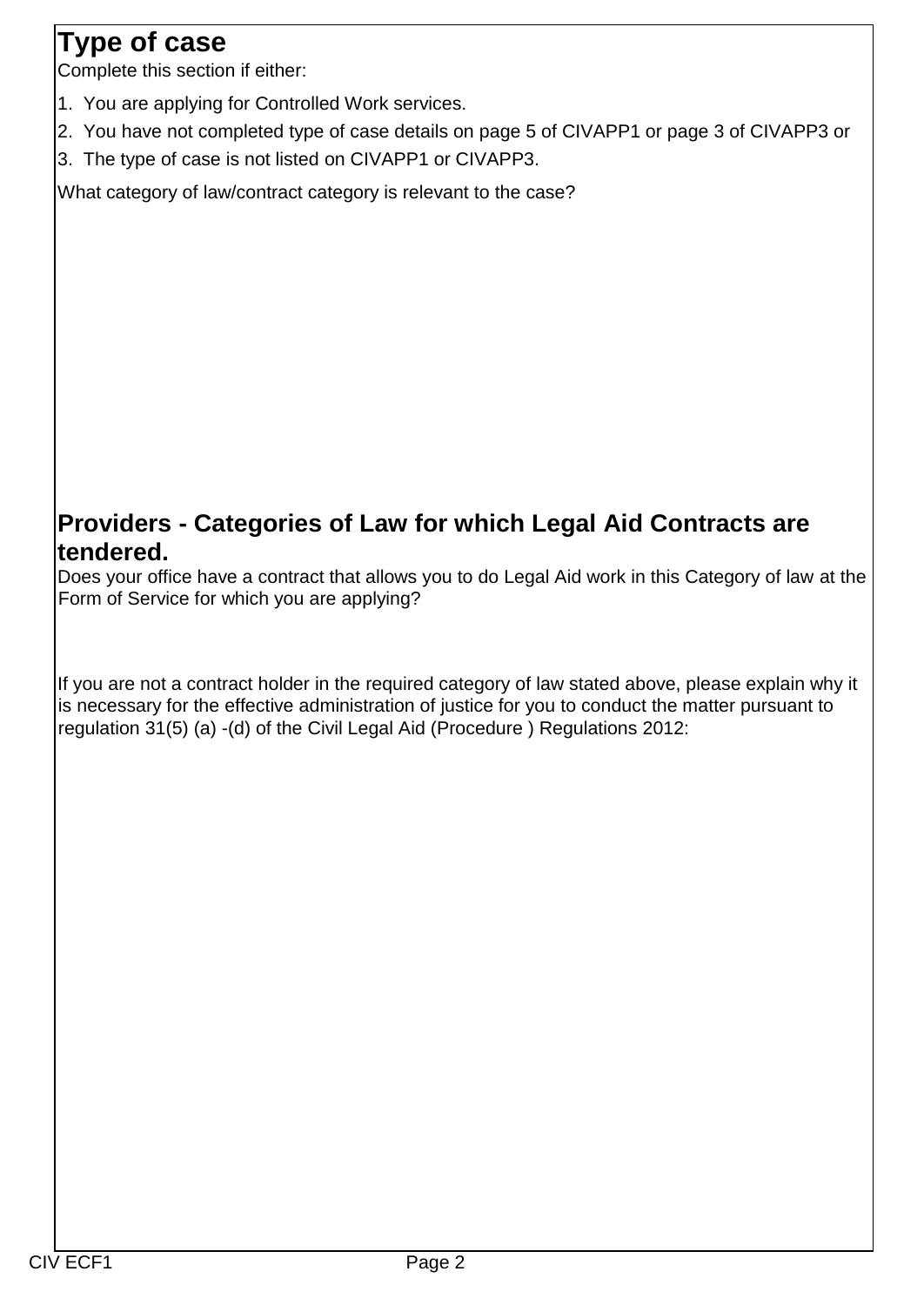## Type of case

Complete this section if either:

1. You are applying for Controlled Work services.
2. You have not completed type of case details on page 5 of CIVAPP1 or page 3 of CIVAPP3 or
3. The type of case is not listed on CIVAPP1 or CIVAPP3.

What category of law/contract category is relevant to the case?

## Providers - Categories of Law for which Legal Aid Contracts are tendered.

Does your office have a contract that allows you to do Legal Aid work in this Category of law at the Form of Service for which you are applying?

If you are not a contract holder in the required category of law stated above, please explain why it is necessary for the effective administration of justice for you to conduct the matter pursuant to regulation 31(5) (a) -(d) of the Civil Legal Aid (Procedure ) Regulations 2012: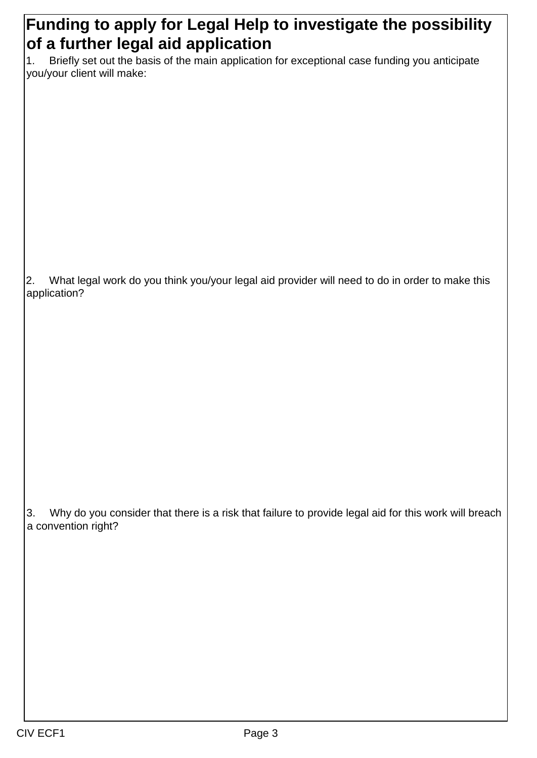## Funding to apply for Legal Help to investigate the possibility of a further legal aid application

1. Briefly set out the basis of the main application for exceptional case funding you anticipate you/your client will make:

2. What legal work do you think you/your legal aid provider will need to do in order to make this application?

3. Why do you consider that there is a risk that failure to provide legal aid for this work will breach a convention right?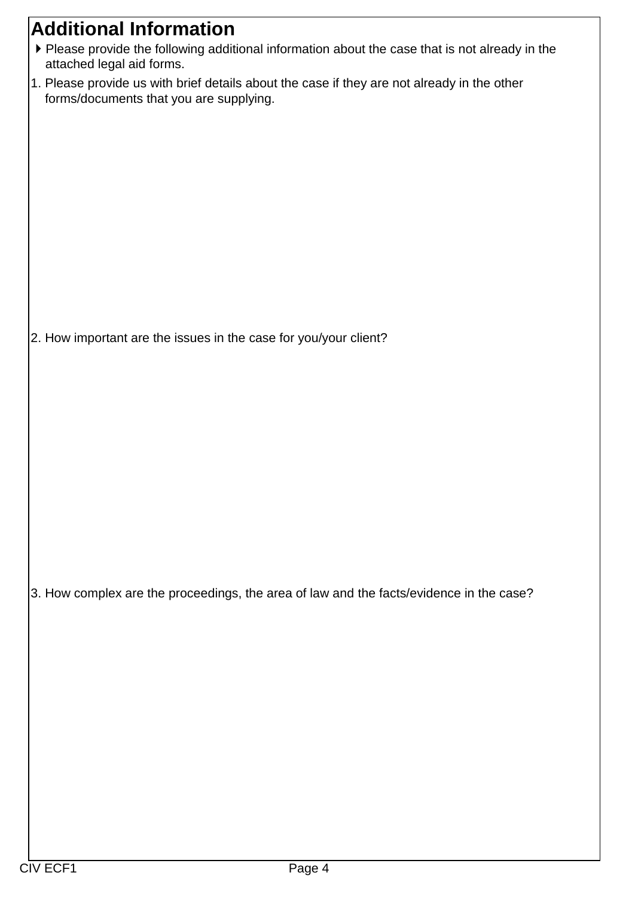## Additional Information

- Please provide the following additional information about the case that is not already in the attached legal aid forms.

1. Please provide us with brief details about the case if they are not already in the other forms/documents that you are supplying.

2. How important are the issues in the case for you/your client?

3. How complex are the proceedings, the area of law and the facts/evidence in the case?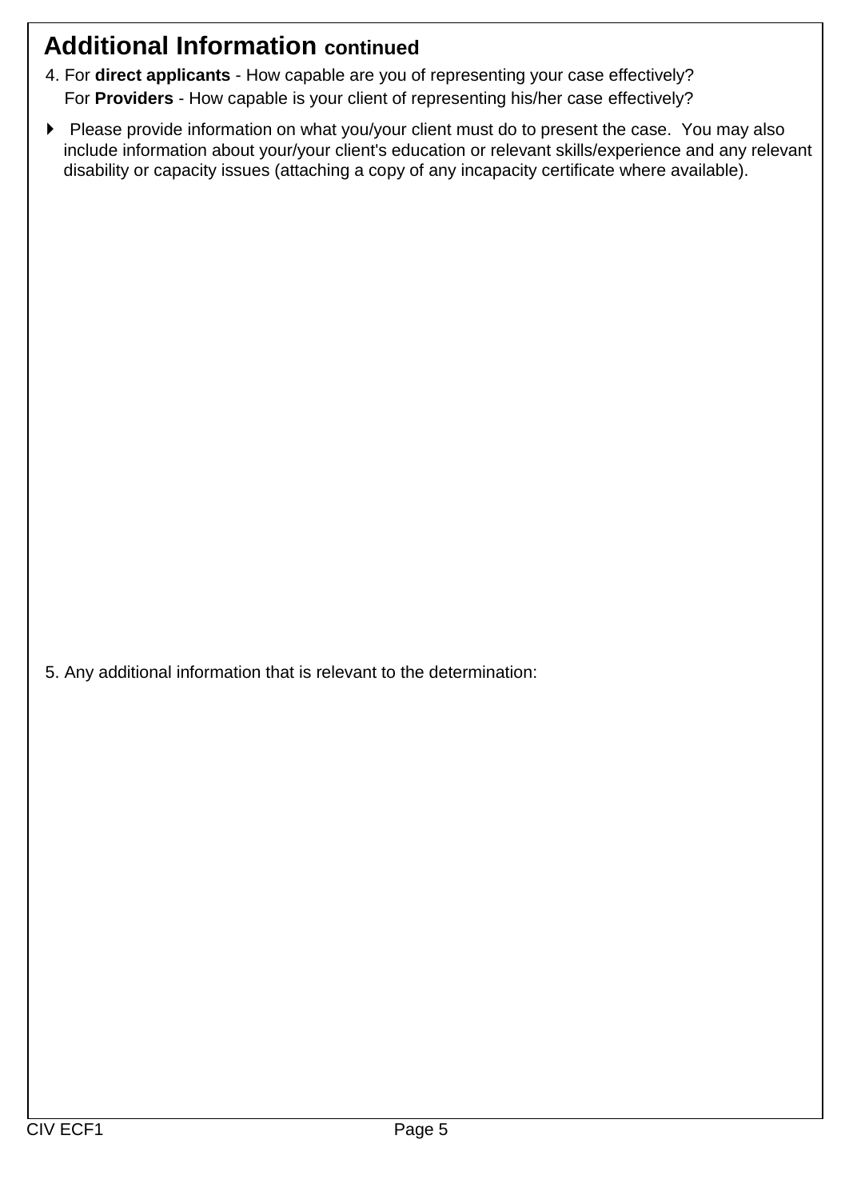## Additional Information continued

4. For **direct applicants** - How capable are you of representing your case effectively?
   For **Providers** - How capable is your client of representing his/her case effectively?

- Please provide information on what you/your client must do to present the case. You may also include information about your/your client's education or relevant skills/experience and any relevant disability or capacity issues (attaching a copy of any incapacity certificate where available).

5. Any additional information that is relevant to the determination:

CIV ECF1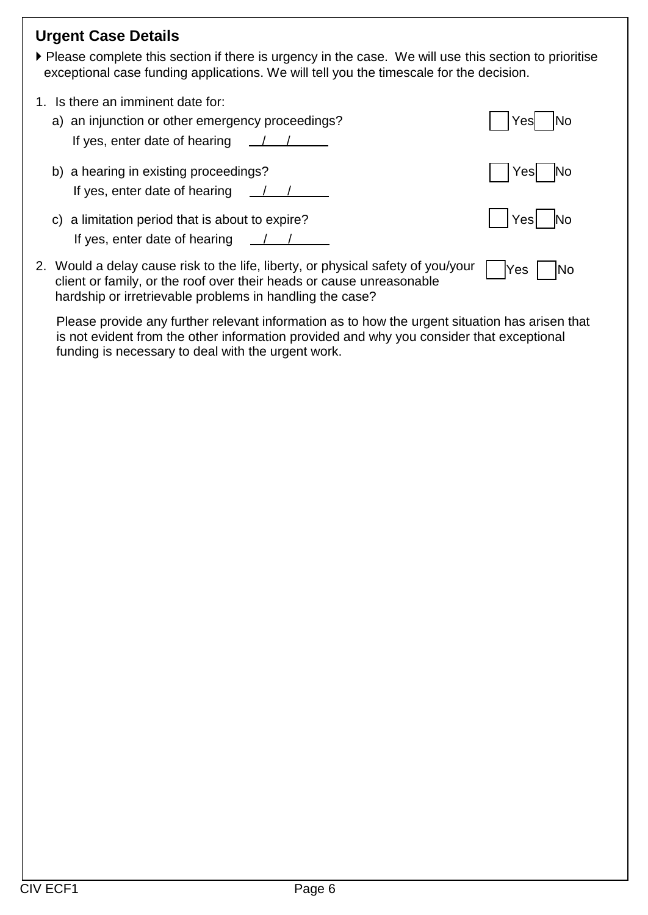## Urgent Case Details

▸ Please complete this section if there is urgency in the case. We will use this section to prioritise exceptional case funding applications. We will tell you the timescale for the decision.

1. Is there an imminent date for:

   a) an injunction or other emergency proceedings? ☐ Yes ☐ No

   If yes, enter date of hearing ___/___/______

   b) a hearing in existing proceedings? ☐ Yes ☐ No

   If yes, enter date of hearing ___/___/______

   c) a limitation period that is about to expire? ☐ Yes ☐ No

   If yes, enter date of hearing ___/___/______

2. Would a delay cause risk to the life, liberty, or physical safety of you/your client or family, or the roof over their heads or cause unreasonable hardship or irretrievable problems in handling the case? ☐ Yes ☐ No

   Please provide any further relevant information as to how the urgent situation has arisen that is not evident from the other information provided and why you consider that exceptional funding is necessary to deal with the urgent work.

CIV ECF1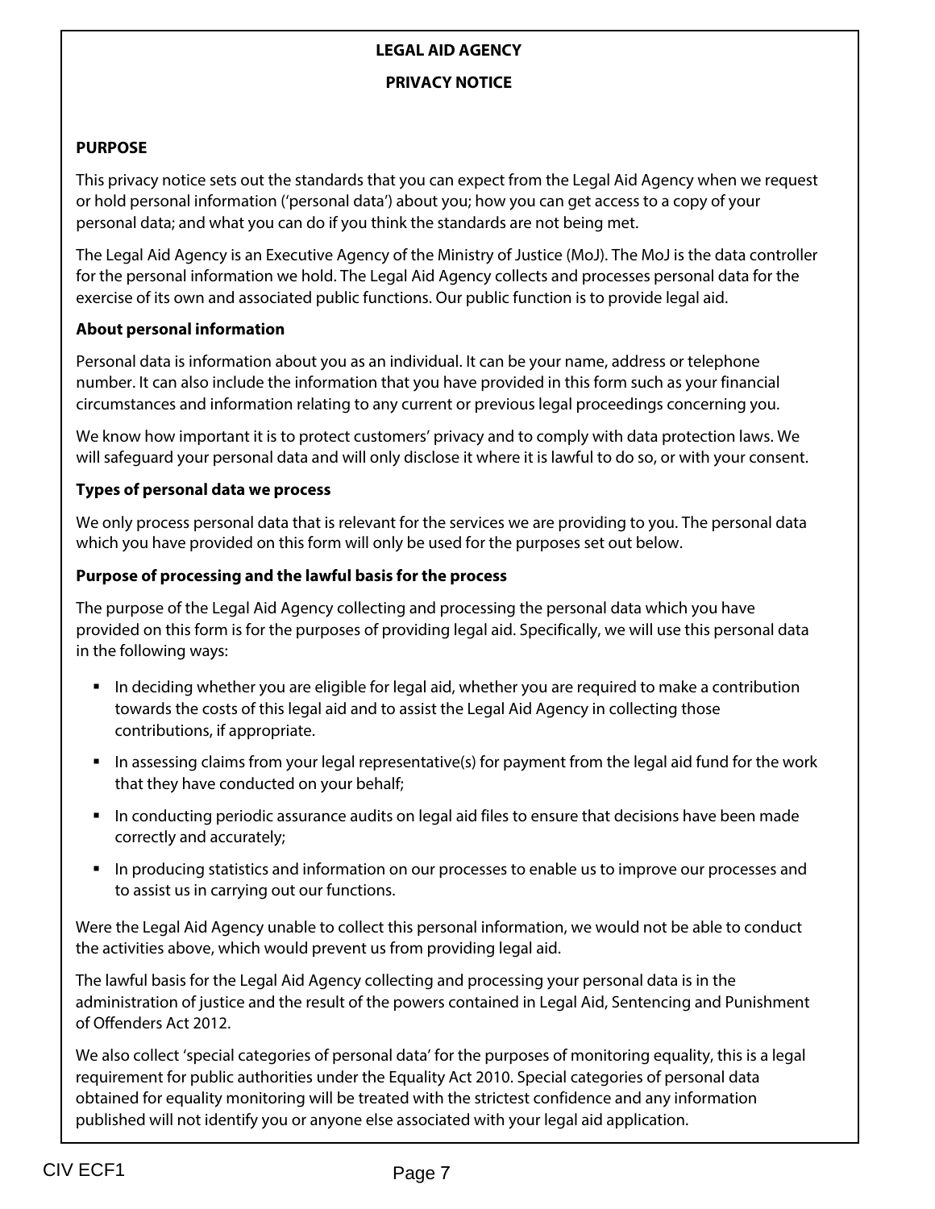**LEGAL AID AGENCY**

**PRIVACY NOTICE**

**PURPOSE**

This privacy notice sets out the standards that you can expect from the Legal Aid Agency when we request or hold personal information ('personal data') about you; how you can get access to a copy of your personal data; and what you can do if you think the standards are not being met.

The Legal Aid Agency is an Executive Agency of the Ministry of Justice (MoJ). The MoJ is the data controller for the personal information we hold. The Legal Aid Agency collects and processes personal data for the exercise of its own and associated public functions. Our public function is to provide legal aid.

**About personal information**

Personal data is information about you as an individual. It can be your name, address or telephone number. It can also include the information that you have provided in this form such as your financial circumstances and information relating to any current or previous legal proceedings concerning you.

We know how important it is to protect customers' privacy and to comply with data protection laws. We will safeguard your personal data and will only disclose it where it is lawful to do so, or with your consent.

**Types of personal data we process**

We only process personal data that is relevant for the services we are providing to you. The personal data which you have provided on this form will only be used for the purposes set out below.

**Purpose of processing and the lawful basis for the process**

The purpose of the Legal Aid Agency collecting and processing the personal data which you have provided on this form is for the purposes of providing legal aid. Specifically, we will use this personal data in the following ways:

- In deciding whether you are eligible for legal aid, whether you are required to make a contribution towards the costs of this legal aid and to assist the Legal Aid Agency in collecting those contributions, if appropriate.
- In assessing claims from your legal representative(s) for payment from the legal aid fund for the work that they have conducted on your behalf;
- In conducting periodic assurance audits on legal aid files to ensure that decisions have been made correctly and accurately;
- In producing statistics and information on our processes to enable us to improve our processes and to assist us in carrying out our functions.

Were the Legal Aid Agency unable to collect this personal information, we would not be able to conduct the activities above, which would prevent us from providing legal aid.

The lawful basis for the Legal Aid Agency collecting and processing your personal data is in the administration of justice and the result of the powers contained in Legal Aid, Sentencing and Punishment of Offenders Act 2012.

We also collect 'special categories of personal data' for the purposes of monitoring equality, this is a legal requirement for public authorities under the Equality Act 2010. Special categories of personal data obtained for equality monitoring will be treated with the strictest confidence and any information published will not identify you or anyone else associated with your legal aid application.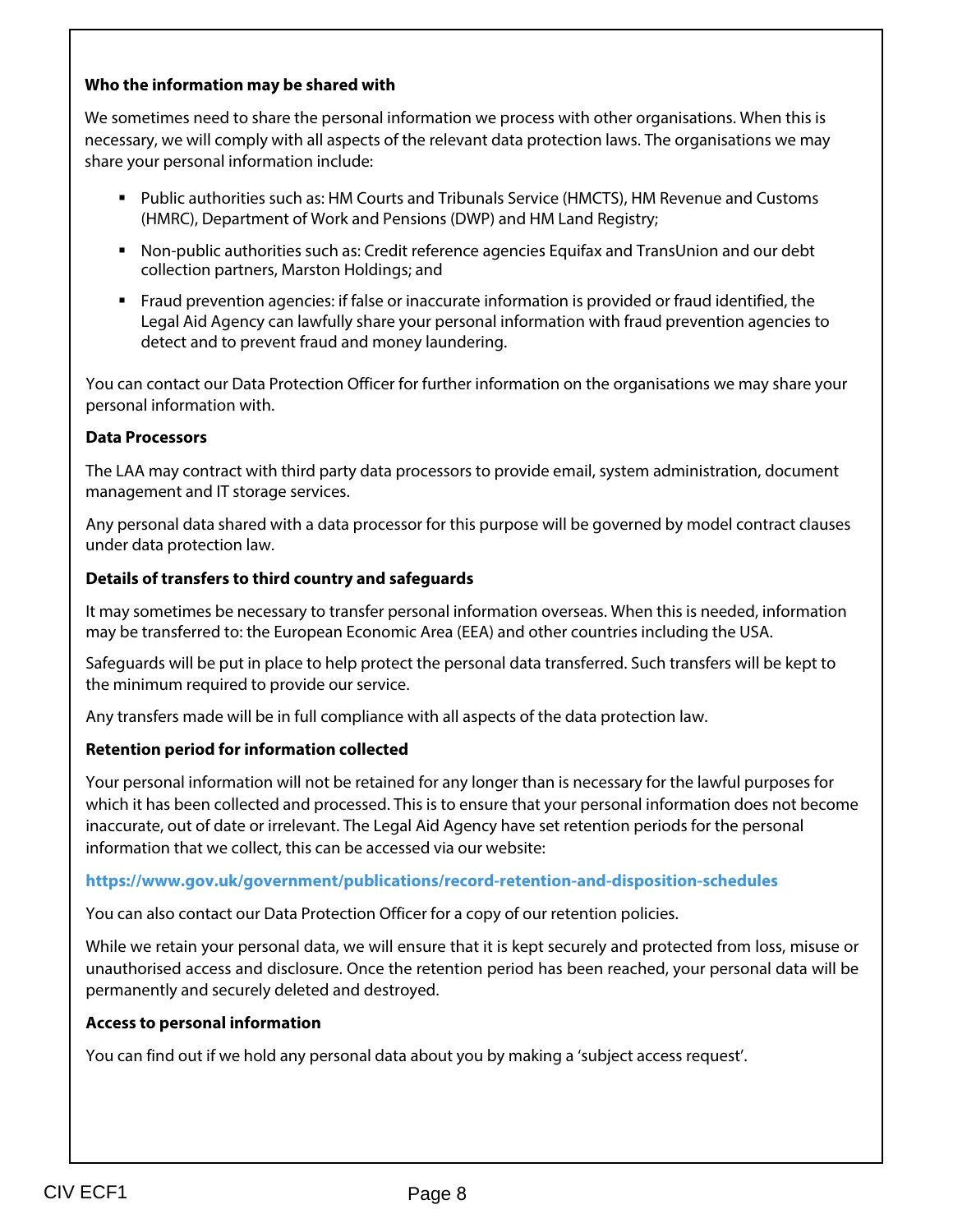**Who the information may be shared with**

We sometimes need to share the personal information we process with other organisations. When this is necessary, we will comply with all aspects of the relevant data protection laws. The organisations we may share your personal information include:

- Public authorities such as: HM Courts and Tribunals Service (HMCTS), HM Revenue and Customs (HMRC), Department of Work and Pensions (DWP) and HM Land Registry;
- Non-public authorities such as: Credit reference agencies Equifax and TransUnion and our debt collection partners, Marston Holdings; and
- Fraud prevention agencies: if false or inaccurate information is provided or fraud identified, the Legal Aid Agency can lawfully share your personal information with fraud prevention agencies to detect and to prevent fraud and money laundering.

You can contact our Data Protection Officer for further information on the organisations we may share your personal information with.

**Data Processors**

The LAA may contract with third party data processors to provide email, system administration, document management and IT storage services.

Any personal data shared with a data processor for this purpose will be governed by model contract clauses under data protection law.

**Details of transfers to third country and safeguards**

It may sometimes be necessary to transfer personal information overseas. When this is needed, information may be transferred to: the European Economic Area (EEA) and other countries including the USA.

Safeguards will be put in place to help protect the personal data transferred. Such transfers will be kept to the minimum required to provide our service.

Any transfers made will be in full compliance with all aspects of the data protection law.

**Retention period for information collected**

Your personal information will not be retained for any longer than is necessary for the lawful purposes for which it has been collected and processed. This is to ensure that your personal information does not become inaccurate, out of date or irrelevant. The Legal Aid Agency have set retention periods for the personal information that we collect, this can be accessed via our website:

**https://www.gov.uk/government/publications/record-retention-and-disposition-schedules**

You can also contact our Data Protection Officer for a copy of our retention policies.

While we retain your personal data, we will ensure that it is kept securely and protected from loss, misuse or unauthorised access and disclosure. Once the retention period has been reached, your personal data will be permanently and securely deleted and destroyed.

**Access to personal information**

You can find out if we hold any personal data about you by making a 'subject access request'.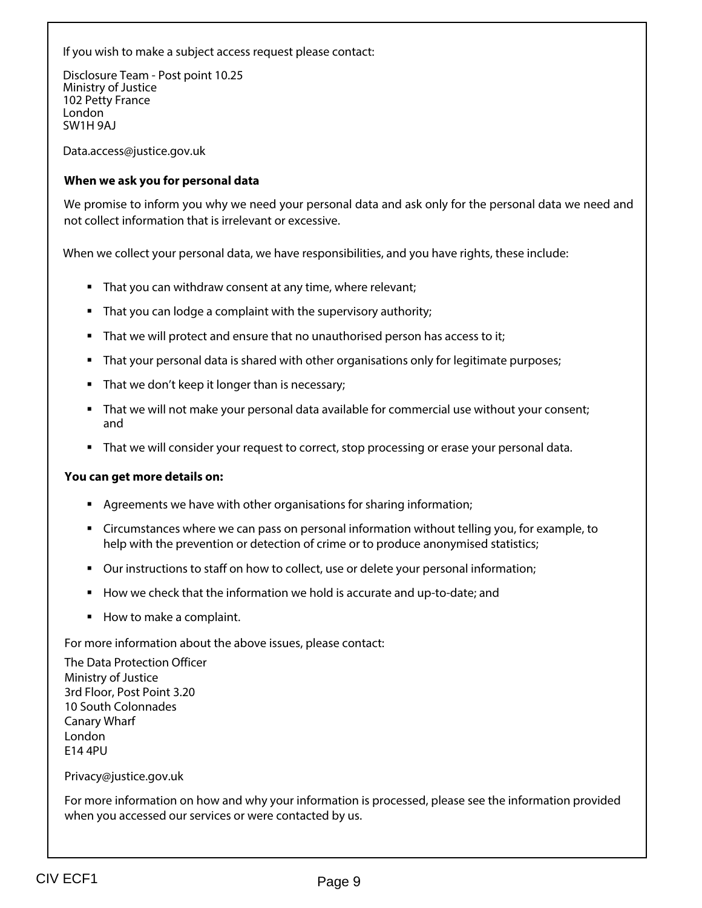If you wish to make a subject access request please contact:

Disclosure Team - Post point 10.25
Ministry of Justice
102 Petty France
London
SW1H 9AJ

Data.access@justice.gov.uk

**When we ask you for personal data**

We promise to inform you why we need your personal data and ask only for the personal data we need and not collect information that is irrelevant or excessive.

When we collect your personal data, we have responsibilities, and you have rights, these include:

- That you can withdraw consent at any time, where relevant;
- That you can lodge a complaint with the supervisory authority;
- That we will protect and ensure that no unauthorised person has access to it;
- That your personal data is shared with other organisations only for legitimate purposes;
- That we don't keep it longer than is necessary;
- That we will not make your personal data available for commercial use without your consent; and
- That we will consider your request to correct, stop processing or erase your personal data.

**You can get more details on:**

- Agreements we have with other organisations for sharing information;
- Circumstances where we can pass on personal information without telling you, for example, to help with the prevention or detection of crime or to produce anonymised statistics;
- Our instructions to staff on how to collect, use or delete your personal information;
- How we check that the information we hold is accurate and up-to-date; and
- How to make a complaint.

For more information about the above issues, please contact:

The Data Protection Officer
Ministry of Justice
3rd Floor, Post Point 3.20
10 South Colonnades
Canary Wharf
London
E14 4PU

Privacy@justice.gov.uk

For more information on how and why your information is processed, please see the information provided when you accessed our services or were contacted by us.

CIV ECF1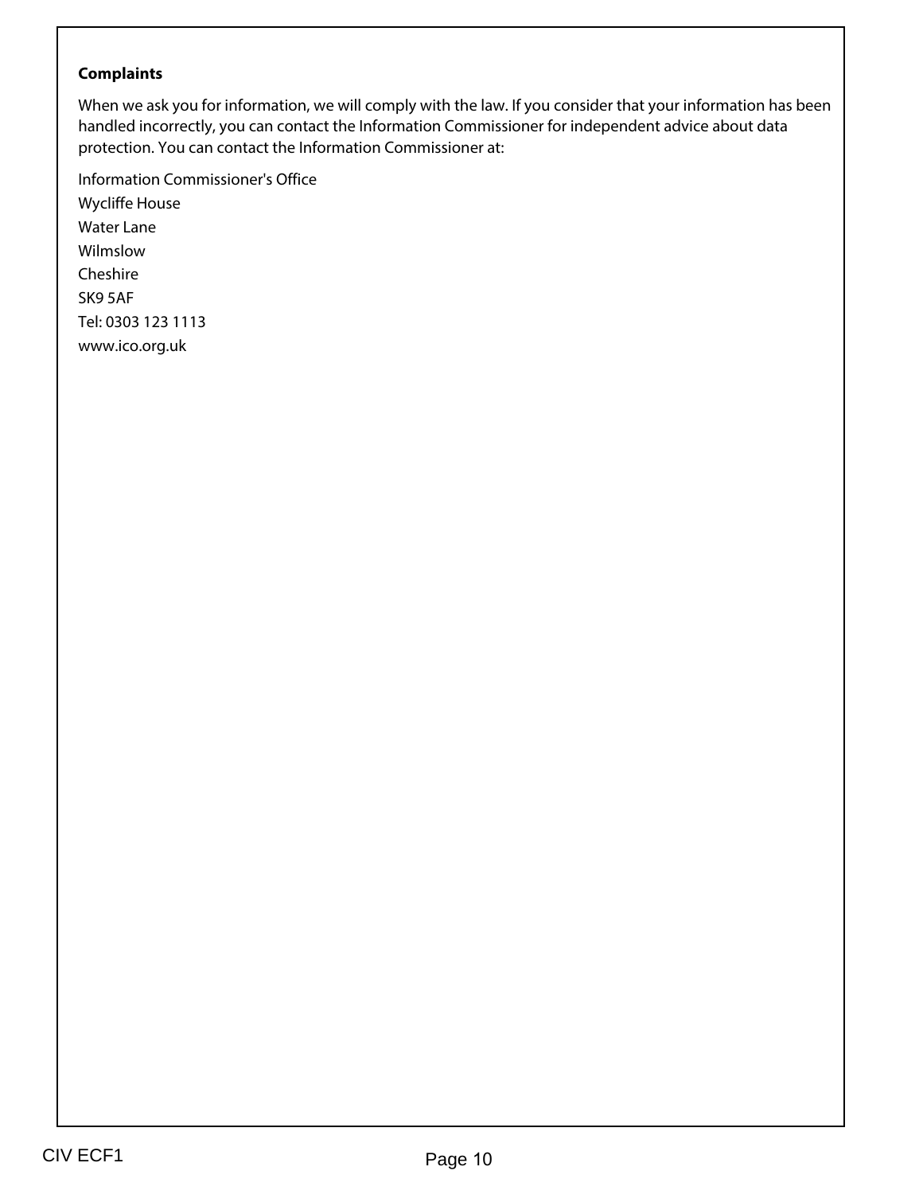**Complaints**

When we ask you for information, we will comply with the law. If you consider that your information has been handled incorrectly, you can contact the Information Commissioner for independent advice about data protection. You can contact the Information Commissioner at:

Information Commissioner's Office
Wycliffe House
Water Lane
Wilmslow
Cheshire
SK9 5AF
Tel: 0303 123 1113
www.ico.org.uk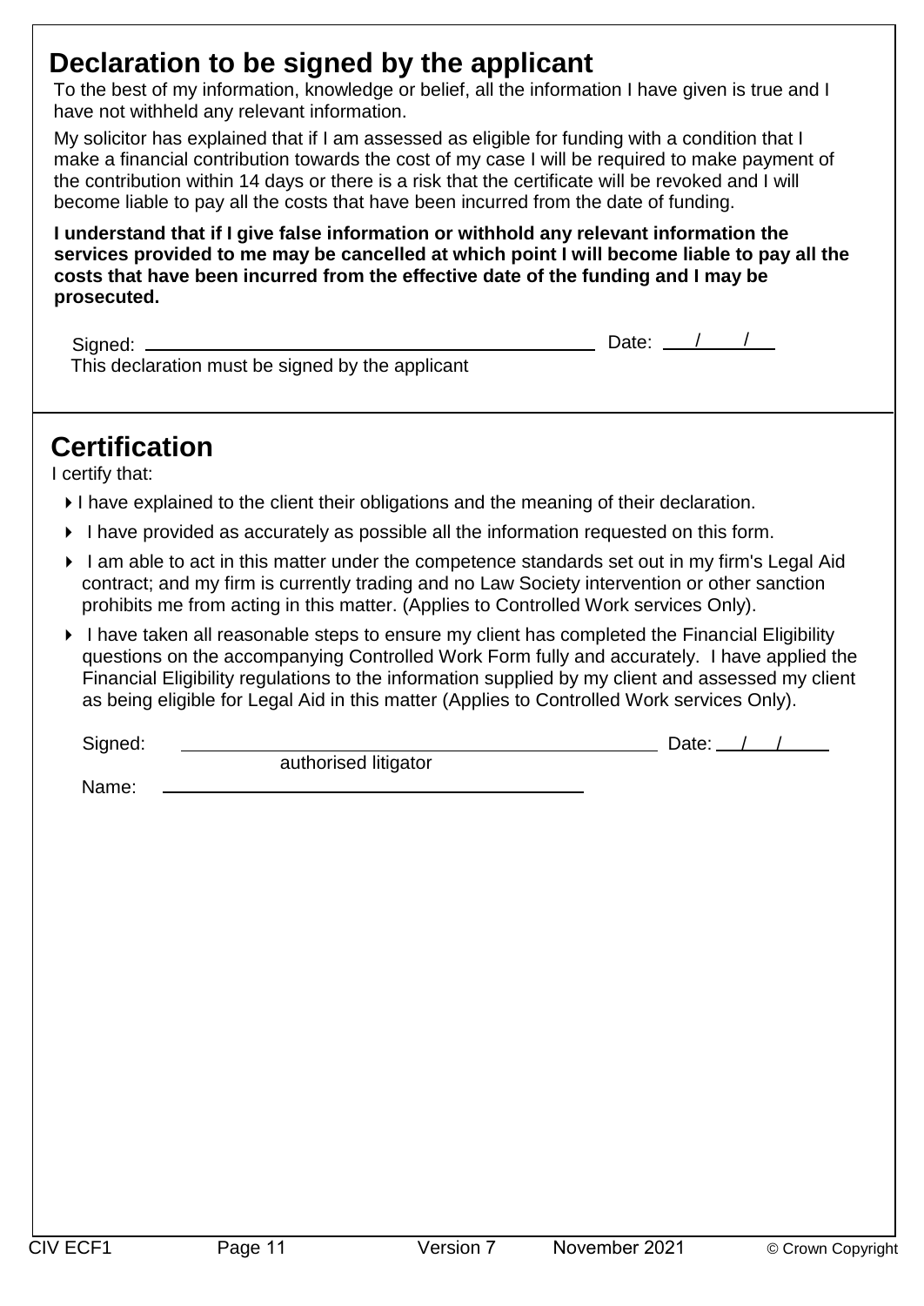## Declaration to be signed by the applicant

To the best of my information, knowledge or belief, all the information I have given is true and I have not withheld any relevant information.

My solicitor has explained that if I am assessed as eligible for funding with a condition that I make a financial contribution towards the cost of my case I will be required to make payment of the contribution within 14 days or there is a risk that the certificate will be revoked and I will become liable to pay all the costs that have been incurred from the date of funding.

**I understand that if I give false information or withhold any relevant information the services provided to me may be cancelled at which point I will become liable to pay all the costs that have been incurred from the effective date of the funding and I may be prosecuted.**

Signed: ____________________________________________ Date: ___/___/___

This declaration must be signed by the applicant

## Certification

I certify that:

- I have explained to the client their obligations and the meaning of their declaration.
- I have provided as accurately as possible all the information requested on this form.
- I am able to act in this matter under the competence standards set out in my firm's Legal Aid contract; and my firm is currently trading and no Law Society intervention or other sanction prohibits me from acting in this matter. (Applies to Controlled Work services Only).
- I have taken all reasonable steps to ensure my client has completed the Financial Eligibility questions on the accompanying Controlled Work Form fully and accurately. I have applied the Financial Eligibility regulations to the information supplied by my client and assessed my client as being eligible for Legal Aid in this matter (Applies to Controlled Work services Only).

Signed: ____________________________________________ Date: ___/___/___

authorised litigator

Name: ____________________________________________

CIV ECF1 Version 7 November 2021 © Crown Copyright